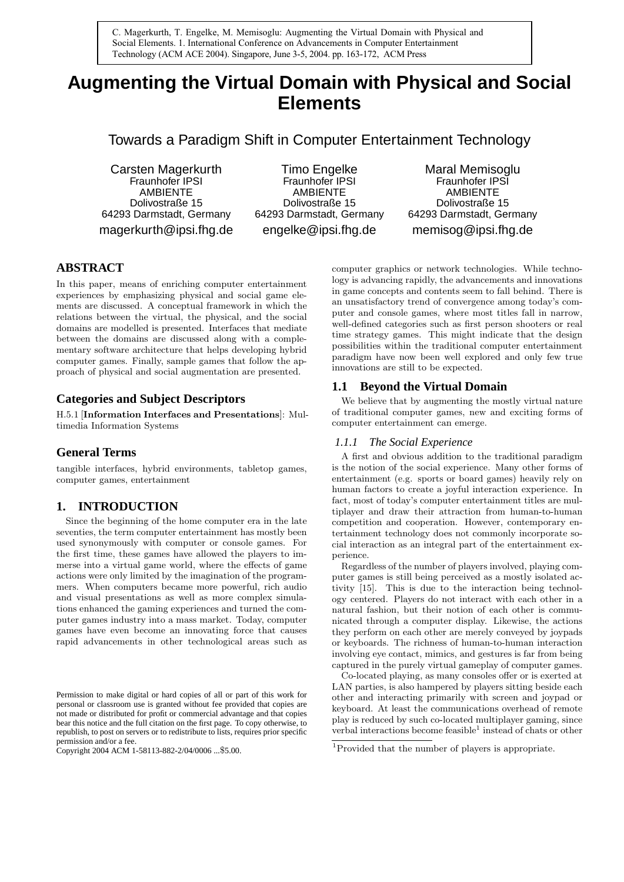C. Magerkurth, T. Engelke, M. Memisoglu: Augmenting the Virtual Domain with Physical and Social Elements. 1. International Conference on Advancements in Computer Entertainment Technology (ACM ACE 2004). Singapore, June 3-5, 2004. pp. 163-172, ACM Press

# Augmenting the Virtual Domain with Physical and Social Elements

## Towards a Paradigm Shift in Computer Entertainment Technology

Carsten Magerkurth
Fraunhofer IPSI
AMBIENTE
Dolivostraße 15
64293 Darmstadt, Germany
magerkurth@ipsi.fhg.de

Timo Engelke
Fraunhofer IPSI
AMBIENTE
Dolivostraße 15
64293 Darmstadt, Germany
engelke@ipsi.fhg.de

Maral Memisoglu
Fraunhofer IPSI
AMBIENTE
Dolivostraße 15
64293 Darmstadt, Germany
memisog@ipsi.fhg.de

## ABSTRACT

In this paper, means of enriching computer entertainment experiences by emphasizing physical and social game elements are discussed. A conceptual framework in which the relations between the virtual, the physical, and the social domains are modelled is presented. Interfaces that mediate between the domains are discussed along with a complementary software architecture that helps developing hybrid computer games. Finally, sample games that follow the approach of physical and social augmentation are presented.

## Categories and Subject Descriptors

H.5.1 [**Information Interfaces and Presentations**]: Multimedia Information Systems

## General Terms

tangible interfaces, hybrid environments, tabletop games, computer games, entertainment

## 1. INTRODUCTION

Since the beginning of the home computer era in the late seventies, the term computer entertainment has mostly been used synonymously with computer or console games. For the first time, these games have allowed the players to immerse into a virtual game world, where the effects of game actions were only limited by the imagination of the programmers. When computers became more powerful, rich audio and visual presentations as well as more complex simulations enhanced the gaming experiences and turned the computer games industry into a mass market. Today, computer games have even become an innovating force that causes rapid advancements in other technological areas such as computer graphics or network technologies. While technology is advancing rapidly, the advancements and innovations in game concepts and contents seem to fall behind. There is an unsatisfactory trend of convergence among today's computer and console games, where most titles fall in narrow, well-defined categories such as first person shooters or real time strategy games. This might indicate that the design possibilities within the traditional computer entertainment paradigm have now been well explored and only few true innovations are still to be expected.

### 1.1 Beyond the Virtual Domain

We believe that by augmenting the mostly virtual nature of traditional computer games, new and exciting forms of computer entertainment can emerge.

#### 1.1.1 *The Social Experience*

A first and obvious addition to the traditional paradigm is the notion of the social experience. Many other forms of entertainment (e.g. sports or board games) heavily rely on human factors to create a joyful interaction experience. In fact, most of today's computer entertainment titles are multiplayer and draw their attraction from human-to-human competition and cooperation. However, contemporary entertainment technology does not commonly incorporate social interaction as an integral part of the entertainment experience.

Regardless of the number of players involved, playing computer games is still being perceived as a mostly isolated activity [15]. This is due to the interaction being technology centered. Players do not interact with each other in a natural fashion, but their notion of each other is communicated through a computer display. Likewise, the actions they perform on each other are merely conveyed by joypads or keyboards. The richness of human-to-human interaction involving eye contact, mimics, and gestures is far from being captured in the purely virtual gameplay of computer games.

Co-located playing, as many consoles offer or is exerted at LAN parties, is also hampered by players sitting beside each other and interacting primarily with screen and joypad or keyboard. At least the communications overhead of remote play is reduced by such co-located multiplayer gaming, since verbal interactions become feasible[1] instead of chats or other

[1]Provided that the number of players is appropriate.

Permission to make digital or hard copies of all or part of this work for personal or classroom use is granted without fee provided that copies are not made or distributed for profit or commercial advantage and that copies bear this notice and the full citation on the first page. To copy otherwise, to republish, to post on servers or to redistribute to lists, requires prior specific permission and/or a fee.
Copyright 2004 ACM 1-58113-882-2/04/0006 ...$5.00.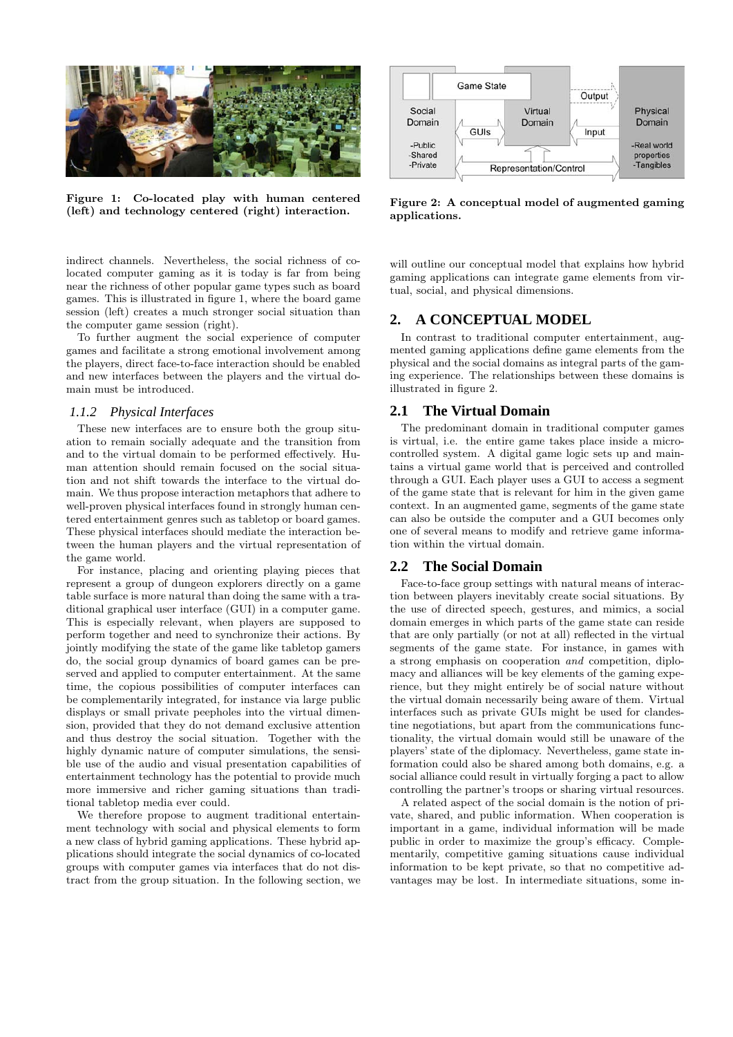Figure 1: Co-located play with human centered (left) and technology centered (right) interaction.

Game State

Social Domain

-Public
-Shared
-Private

GUIs

Virtual Domain

Output

Input

Physical Domain

-Real world properties
-Tangibles

Representation/Control

Figure 2: A conceptual model of augmented gaming applications.

indirect channels. Nevertheless, the social richness of co-located computer gaming as it is today is far from being near the richness of other popular game types such as board games. This is illustrated in figure 1, where the board game session (left) creates a much stronger social situation than the computer game session (right).

To further augment the social experience of computer games and facilitate a strong emotional involvement among the players, direct face-to-face interaction should be enabled and new interfaces between the players and the virtual domain must be introduced.

### 1.1.2 *Physical Interfaces*

These new interfaces are to ensure both the group situation to remain socially adequate and the transition from and to the virtual domain to be performed effectively. Human attention should remain focused on the social situation and not shift towards the interface to the virtual domain. We thus propose interaction metaphors that adhere to well-proven physical interfaces found in strongly human centered entertainment genres such as tabletop or board games. These physical interfaces should mediate the interaction between the human players and the virtual representation of the game world.

For instance, placing and orienting playing pieces that represent a group of dungeon explorers directly on a game table surface is more natural than doing the same with a traditional graphical user interface (GUI) in a computer game. This is especially relevant, when players are supposed to perform together and need to synchronize their actions. By jointly modifying the state of the game like tabletop gamers do, the social group dynamics of board games can be preserved and applied to computer entertainment. At the same time, the copious possibilities of computer interfaces can be complementarily integrated, for instance via large public displays or small private peepholes into the virtual dimension, provided that they do not demand exclusive attention and thus destroy the social situation. Together with the highly dynamic nature of computer simulations, the sensible use of the audio and visual presentation capabilities of entertainment technology has the potential to provide much more immersive and richer gaming situations than traditional tabletop media ever could.

We therefore propose to augment traditional entertainment technology with social and physical elements to form a new class of hybrid gaming applications. These hybrid applications should integrate the social dynamics of co-located groups with computer games via interfaces that do not distract from the group situation. In the following section, we will outline our conceptual model that explains how hybrid gaming applications can integrate game elements from virtual, social, and physical dimensions.

## 2. A CONCEPTUAL MODEL

In contrast to traditional computer entertainment, augmented gaming applications define game elements from the physical and the social domains as integral parts of the gaming experience. The relationships between these domains is illustrated in figure 2.

### 2.1 The Virtual Domain

The predominant domain in traditional computer games is virtual, i.e. the entire game takes place inside a microcontrolled system. A digital game logic sets up and maintains a virtual game world that is perceived and controlled through a GUI. Each player uses a GUI to access a segment of the game state that is relevant for him in the given game context. In an augmented game, segments of the game state can also be outside the computer and a GUI becomes only one of several means to modify and retrieve game information within the virtual domain.

### 2.2 The Social Domain

Face-to-face group settings with natural means of interaction between players inevitably create social situations. By the use of directed speech, gestures, and mimics, a social domain emerges in which parts of the game state can reside that are only partially (or not at all) reflected in the virtual segments of the game state. For instance, in games with a strong emphasis on cooperation *and* competition, diplomacy and alliances will be key elements of the gaming experience, but they might entirely be of social nature without the virtual domain necessarily being aware of them. Virtual interfaces such as private GUIs might be used for clandestine negotiations, but apart from the communications functionality, the virtual domain would still be unaware of the players' state of the diplomacy. Nevertheless, game state information could also be shared among both domains, e.g. a social alliance could result in virtually forging a pact to allow controlling the partner's troops or sharing virtual resources.

A related aspect of the social domain is the notion of private, shared, and public information. When cooperation is important in a game, individual information will be made public in order to maximize the group's efficacy. Complementarily, competitive gaming situations cause individual information to be kept private, so that no competitive advantages may be lost. In intermediate situations, some in-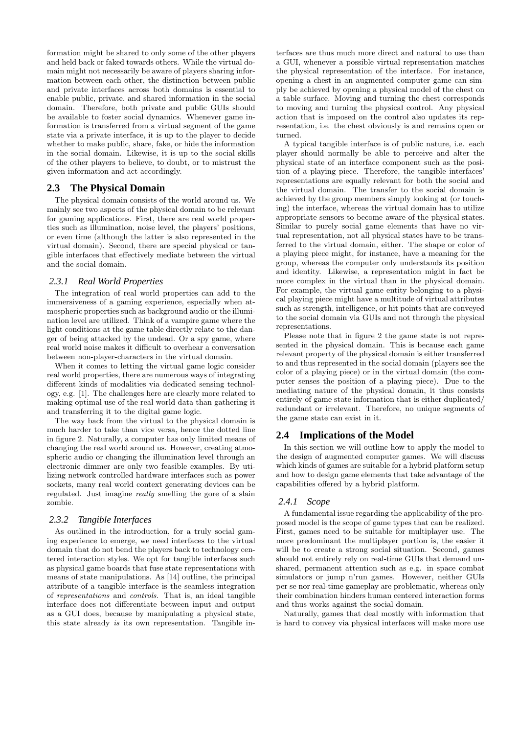formation might be shared to only some of the other players and held back or faked towards others. While the virtual domain might not necessarily be aware of players sharing information between each other, the distinction between public and private interfaces across both domains is essential to enable public, private, and shared information in the social domain. Therefore, both private and public GUIs should be available to foster social dynamics. Whenever game information is transferred from a virtual segment of the game state via a private interface, it is up to the player to decide whether to make public, share, fake, or hide the information in the social domain. Likewise, it is up to the social skills of the other players to believe, to doubt, or to mistrust the given information and act accordingly.

## 2.3 The Physical Domain

The physical domain consists of the world around us. We mainly see two aspects of the physical domain to be relevant for gaming applications. First, there are real world properties such as illumination, noise level, the players' positions, or even time (although the latter is also represented in the virtual domain). Second, there are special physical or tangible interfaces that effectively mediate between the virtual and the social domain.

### 2.3.1 Real World Properties

The integration of real world properties can add to the immersiveness of a gaming experience, especially when atmospheric properties such as background audio or the illumination level are utilized. Think of a vampire game where the light conditions at the game table directly relate to the danger of being attacked by the undead. Or a spy game, where real world noise makes it difficult to overhear a conversation between non-player-characters in the virtual domain.

When it comes to letting the virtual game logic consider real world properties, there are numerous ways of integrating different kinds of modalities via dedicated sensing technology, e.g. [1]. The challenges here are clearly more related to making optimal use of the real world data than gathering it and transferring it to the digital game logic.

The way back from the virtual to the physical domain is much harder to take than vice versa, hence the dotted line in figure 2. Naturally, a computer has only limited means of changing the real world around us. However, creating atmospheric audio or changing the illumination level through an electronic dimmer are only two feasible examples. By utilizing network controlled hardware interfaces such as power sockets, many real world context generating devices can be regulated. Just imagine *really* smelling the gore of a slain zombie.

### 2.3.2 Tangible Interfaces

As outlined in the introduction, for a truly social gaming experience to emerge, we need interfaces to the virtual domain that do not bend the players back to technology centered interaction styles. We opt for tangible interfaces such as physical game boards that fuse state representations with means of state manipulations. As [14] outline, the principal attribute of a tangible interface is the seamless integration of *representations* and *controls*. That is, an ideal tangible interface does not differentiate between input and output as a GUI does, because by manipulating a physical state, this state already *is* its own representation. Tangible interfaces are thus much more direct and natural to use than a GUI, whenever a possible virtual representation matches the physical representation of the interface. For instance, opening a chest in an augmented computer game can simply be achieved by opening a physical model of the chest on a table surface. Moving and turning the chest corresponds to moving and turning the physical control. Any physical action that is imposed on the control also updates its representation, i.e. the chest obviously is and remains open or turned.

A typical tangible interface is of public nature, i.e. each player should normally be able to perceive and alter the physical state of an interface component such as the position of a playing piece. Therefore, the tangible interfaces' representations are equally relevant for both the social and the virtual domain. The transfer to the social domain is achieved by the group members simply looking at (or touching) the interface, whereas the virtual domain has to utilize appropriate sensors to become aware of the physical states. Similar to purely social game elements that have no virtual representation, not all physical states have to be transferred to the virtual domain, either. The shape or color of a playing piece might, for instance, have a meaning for the group, whereas the computer only understands its position and identity. Likewise, a representation might in fact be more complex in the virtual than in the physical domain. For example, the virtual game entity belonging to a physical playing piece might have a multitude of virtual attributes such as strength, intelligence, or hit points that are conveyed to the social domain via GUIs and not through the physical representations.

Please note that in figure 2 the game state is not represented in the physical domain. This is because each game relevant property of the physical domain is either transferred to and thus represented in the social domain (players see the color of a playing piece) or in the virtual domain (the computer senses the position of a playing piece). Due to the mediating nature of the physical domain, it thus consists entirely of game state information that is either duplicated/redundant or irrelevant. Therefore, no unique segments of the game state can exist in it.

## 2.4 Implications of the Model

In this section we will outline how to apply the model to the design of augmented computer games. We will discuss which kinds of games are suitable for a hybrid platform setup and how to design game elements that take advantage of the capabilities offered by a hybrid platform.

### 2.4.1 Scope

A fundamental issue regarding the applicability of the proposed model is the scope of game types that can be realized. First, games need to be suitable for multiplayer use. The more predominant the multiplayer portion is, the easier it will be to create a strong social situation. Second, games should not entirely rely on real-time GUIs that demand unshared, permanent attention such as e.g. in space combat simulators or jump n'run games. However, neither GUIs per se nor real-time gameplay are problematic, whereas only their combination hinders human centered interaction forms and thus works against the social domain.

Naturally, games that deal mostly with information that is hard to convey via physical interfaces will make more use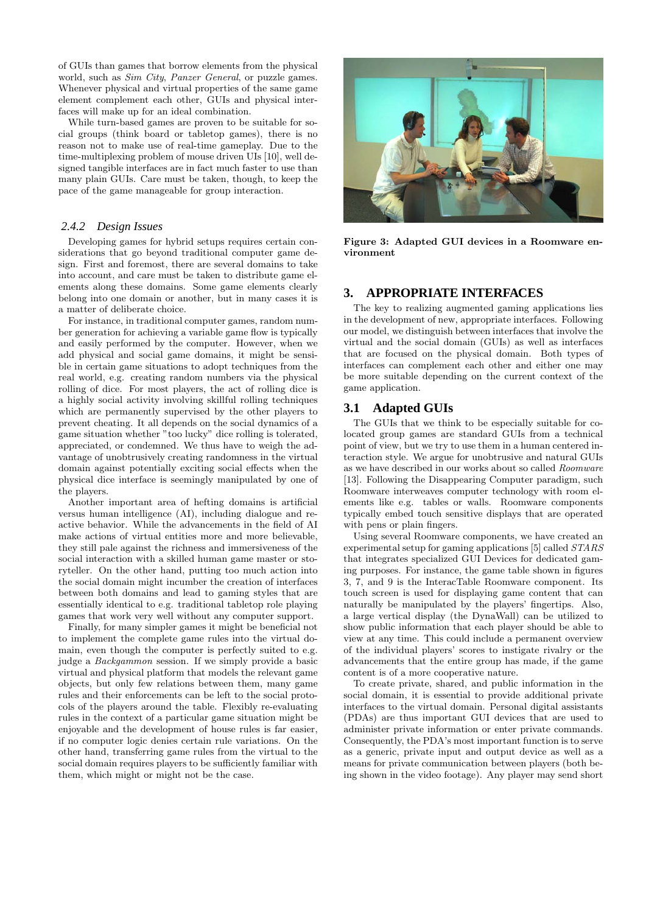of GUIs than games that borrow elements from the physical world, such as *Sim City*, *Panzer General*, or puzzle games. Whenever physical and virtual properties of the same game element complement each other, GUIs and physical interfaces will make up for an ideal combination.

While turn-based games are proven to be suitable for social groups (think board or tabletop games), there is no reason not to make use of real-time gameplay. Due to the time-multiplexing problem of mouse driven UIs [10], well designed tangible interfaces are in fact much faster to use than many plain GUIs. Care must be taken, though, to keep the pace of the game manageable for group interaction.

#### 2.4.2 Design Issues

Developing games for hybrid setups requires certain considerations that go beyond traditional computer game design. First and foremost, there are several domains to take into account, and care must be taken to distribute game elements along these domains. Some game elements clearly belong into one domain or another, but in many cases it is a matter of deliberate choice.

For instance, in traditional computer games, random number generation for achieving a variable game flow is typically and easily performed by the computer. However, when we add physical and social game domains, it might be sensible in certain game situations to adopt techniques from the real world, e.g. creating random numbers via the physical rolling of dice. For most players, the act of rolling dice is a highly social activity involving skillful rolling techniques which are permanently supervised by the other players to prevent cheating. It all depends on the social dynamics of a game situation whether "too lucky" dice rolling is tolerated, appreciated, or condemned. We thus have to weigh the advantage of unobtrusively creating randomness in the virtual domain against potentially exciting social effects when the physical dice interface is seemingly manipulated by one of the players.

Another important area of hefting domains is artificial versus human intelligence (AI), including dialogue and reactive behavior. While the advancements in the field of AI make actions of virtual entities more and more believable, they still pale against the richness and immersiveness of the social interaction with a skilled human game master or storyteller. On the other hand, putting too much action into the social domain might incumber the creation of interfaces between both domains and lead to gaming styles that are essentially identical to e.g. traditional tabletop role playing games that work very well without any computer support.

Finally, for many simpler games it might be beneficial not to implement the complete game rules into the virtual domain, even though the computer is perfectly suited to e.g. judge a *Backgammon* session. If we simply provide a basic virtual and physical platform that models the relevant game objects, but only few relations between them, many game rules and their enforcements can be left to the social protocols of the players around the table. Flexibly re-evaluating rules in the context of a particular game situation might be enjoyable and the development of house rules is far easier, if no computer logic denies certain rule variations. On the other hand, transferring game rules from the virtual to the social domain requires players to be sufficiently familiar with them, which might or might not be the case.

**Figure 3: Adapted GUI devices in a Roomware environment**

## 3. APPROPRIATE INTERFACES

The key to realizing augmented gaming applications lies in the development of new, appropriate interfaces. Following our model, we distinguish between interfaces that involve the virtual and the social domain (GUIs) as well as interfaces that are focused on the physical domain. Both types of interfaces can complement each other and either one may be more suitable depending on the current context of the game application.

### 3.1 Adapted GUIs

The GUIs that we think to be especially suitable for co-located group games are standard GUIs from a technical point of view, but we try to use them in a human centered interaction style. We argue for unobtrusive and natural GUIs as we have described in our works about so called *Roomware* [13]. Following the Disappearing Computer paradigm, such Roomware interweaves computer technology with room elements like e.g. tables or walls. Roomware components typically embed touch sensitive displays that are operated with pens or plain fingers.

Using several Roomware components, we have created an experimental setup for gaming applications [5] called *STARS* that integrates specialized GUI Devices for dedicated gaming purposes. For instance, the game table shown in figures 3, 7, and 9 is the InteracTable Roomware component. Its touch screen is used for displaying game content that can naturally be manipulated by the players' fingertips. Also, a large vertical display (the DynaWall) can be utilized to show public information that each player should be able to view at any time. This could include a permanent overview of the individual players' scores to instigate rivalry or the advancements that the entire group has made, if the game content is of a more cooperative nature.

To create private, shared, and public information in the social domain, it is essential to provide additional private interfaces to the virtual domain. Personal digital assistants (PDAs) are thus important GUI devices that are used to administer private information or enter private commands. Consequently, the PDA's most important function is to serve as a generic, private input and output device as well as a means for private communication between players (both being shown in the video footage). Any player may send short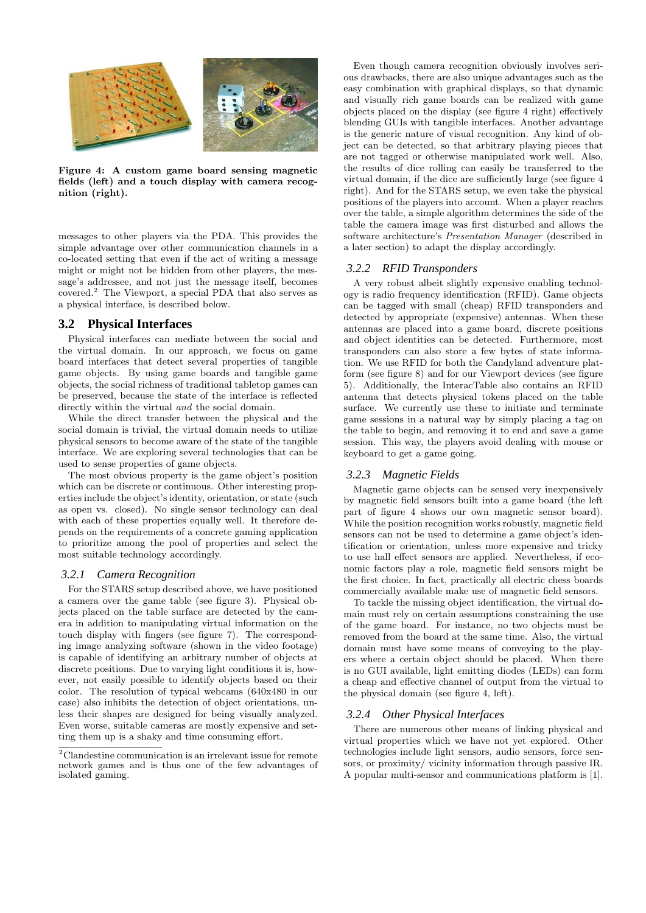**Figure 4: A custom game board sensing magnetic fields (left) and a touch display with camera recognition (right).**

messages to other players via the PDA. This provides the simple advantage over other communication channels in a co-located setting that even if the act of writing a message might or might not be hidden from other players, the message's addressee, and not just the message itself, becomes covered.[2] The Viewport, a special PDA that also serves as a physical interface, is described below.

## 3.2 Physical Interfaces

Physical interfaces can mediate between the social and the virtual domain. In our approach, we focus on game board interfaces that detect several properties of tangible game objects. By using game boards and tangible game objects, the social richness of traditional tabletop games can be preserved, because the state of the interface is reflected directly within the virtual *and* the social domain.

While the direct transfer between the physical and the social domain is trivial, the virtual domain needs to utilize physical sensors to become aware of the state of the tangible interface. We are exploring several technologies that can be used to sense properties of game objects.

The most obvious property is the game object's position which can be discrete or continuous. Other interesting properties include the object's identity, orientation, or state (such as open vs. closed). No single sensor technology can deal with each of these properties equally well. It therefore depends on the requirements of a concrete gaming application to prioritize among the pool of properties and select the most suitable technology accordingly.

### 3.2.1 Camera Recognition

For the STARS setup described above, we have positioned a camera over the game table (see figure 3). Physical objects placed on the table surface are detected by the camera in addition to manipulating virtual information on the touch display with fingers (see figure 7). The corresponding image analyzing software (shown in the video footage) is capable of identifying an arbitrary number of objects at discrete positions. Due to varying light conditions it is, however, not easily possible to identify objects based on their color. The resolution of typical webcams (640x480 in our case) also inhibits the detection of object orientations, unless their shapes are designed for being visually analyzed. Even worse, suitable cameras are mostly expensive and setting them up is a shaky and time consuming effort.

Even though camera recognition obviously involves serious drawbacks, there are also unique advantages such as the easy combination with graphical displays, so that dynamic and visually rich game boards can be realized with game objects placed on the display (see figure 4 right) effectively blending GUIs with tangible interfaces. Another advantage is the generic nature of visual recognition. Any kind of object can be detected, so that arbitrary playing pieces that are not tagged or otherwise manipulated work well. Also, the results of dice rolling can easily be transferred to the virtual domain, if the dice are sufficiently large (see figure 4 right). And for the STARS setup, we even take the physical positions of the players into account. When a player reaches over the table, a simple algorithm determines the side of the table the camera image was first disturbed and allows the software architecture's *Presentation Manager* (described in a later section) to adapt the display accordingly.

### 3.2.2 RFID Transponders

A very robust albeit slightly expensive enabling technology is radio frequency identification (RFID). Game objects can be tagged with small (cheap) RFID transponders and detected by appropriate (expensive) antennas. When these antennas are placed into a game board, discrete positions and object identities can be detected. Furthermore, most transponders can also store a few bytes of state information. We use RFID for both the Candyland adventure platform (see figure 8) and for our Viewport devices (see figure 5). Additionally, the InteracTable also contains an RFID antenna that detects physical tokens placed on the table surface. We currently use these to initiate and terminate game sessions in a natural way by simply placing a tag on the table to begin, and removing it to end and save a game session. This way, the players avoid dealing with mouse or keyboard to get a game going.

### 3.2.3 Magnetic Fields

Magnetic game objects can be sensed very inexpensively by magnetic field sensors built into a game board (the left part of figure 4 shows our own magnetic sensor board). While the position recognition works robustly, magnetic field sensors can not be used to determine a game object's identification or orientation, unless more expensive and tricky to use hall effect sensors are applied. Nevertheless, if economic factors play a role, magnetic field sensors might be the first choice. In fact, practically all electric chess boards commercially available make use of magnetic field sensors.

To tackle the missing object identification, the virtual domain must rely on certain assumptions constraining the use of the game board. For instance, no two objects must be removed from the board at the same time. Also, the virtual domain must have some means of conveying to the players where a certain object should be placed. When there is no GUI available, light emitting diodes (LEDs) can form a cheap and effective channel of output from the virtual to the physical domain (see figure 4, left).

### 3.2.4 Other Physical Interfaces

There are numerous other means of linking physical and virtual properties which we have not yet explored. Other technologies include light sensors, audio sensors, force sensors, or proximity/ vicinity information through passive IR. A popular multi-sensor and communications platform is [1].

---

[2] Clandestine communication is an irrelevant issue for remote network games and is thus one of the few advantages of isolated gaming.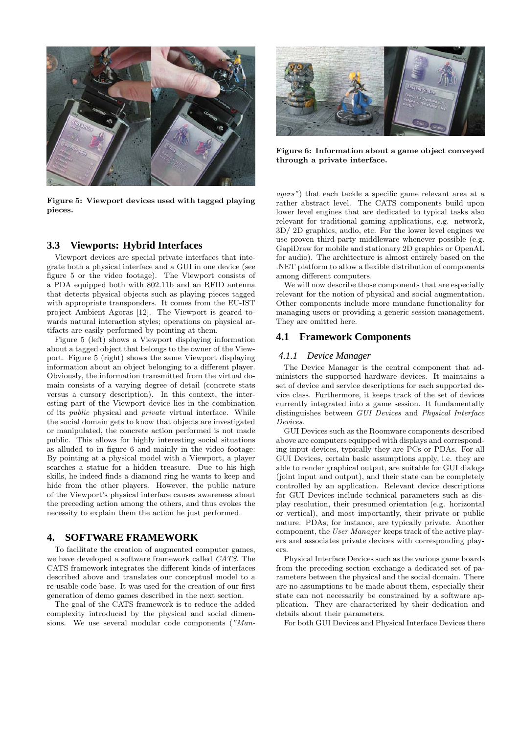Figure 5: Viewport devices used with tagged playing pieces.

Figure 6: Information about a game object conveyed through a private interface.

### 3.3 Viewports: Hybrid Interfaces

Viewport devices are special private interfaces that integrate both a physical interface and a GUI in one device (see figure 5 or the video footage). The Viewport consists of a PDA equipped both with 802.11b and an RFID antenna that detects physical objects such as playing pieces tagged with appropriate transponders. It comes from the EU-IST project Ambient Agoras [12]. The Viewport is geared towards natural interaction styles; operations on physical artifacts are easily performed by pointing at them.

Figure 5 (left) shows a Viewport displaying information about a tagged object that belongs to the owner of the Viewport. Figure 5 (right) shows the same Viewport displaying information about an object belonging to a different player. Obviously, the information transmitted from the virtual domain consists of a varying degree of detail (concrete stats versus a cursory description). In this context, the interesting part of the Viewport device lies in the combination of its *public* physical and *private* virtual interface. While the social domain gets to know that objects are investigated or manipulated, the concrete action performed is not made public. This allows for highly interesting social situations as alluded to in figure 6 and mainly in the video footage: By pointing at a physical model with a Viewport, a player searches a statue for a hidden treasure. Due to his high skills, he indeed finds a diamond ring he wants to keep and hide from the other players. However, the public nature of the Viewport's physical interface causes awareness about the preceding action among the others, and thus evokes the necessity to explain them the action he just performed.

## 4. SOFTWARE FRAMEWORK

To facilitate the creation of augmented computer games, we have developed a software framework called *CATS*. The CATS framework integrates the different kinds of interfaces described above and translates our conceptual model to a re-usable code base. It was used for the creation of our first generation of demo games described in the next section.

The goal of the CATS framework is to reduce the added complexity introduced by the physical and social dimensions. We use several modular code components (*"Managers"*) that each tackle a specific game relevant area at a rather abstract level. The CATS components build upon lower level engines that are dedicated to typical tasks also relevant for traditional gaming applications, e.g. network, 3D/ 2D graphics, audio, etc. For the lower level engines we use proven third-party middleware whenever possible (e.g. GapiDraw for mobile and stationary 2D graphics or OpenAL for audio). The architecture is almost entirely based on the .NET platform to allow a flexible distribution of components among different computers.

We will now describe those components that are especially relevant for the notion of physical and social augmentation. Other components include more mundane functionality for managing users or providing a generic session management. They are omitted here.

### 4.1 Framework Components

#### *4.1.1 Device Manager*

The Device Manager is the central component that administers the supported hardware devices. It maintains a set of device and service descriptions for each supported device class. Furthermore, it keeps track of the set of devices currently integrated into a game session. It fundamentally distinguishes between *GUI Devices* and *Physical Interface Devices*.

GUI Devices such as the Roomware components described above are computers equipped with displays and corresponding input devices, typically they are PCs or PDAs. For all GUI Devices, certain basic assumptions apply, i.e. they are able to render graphical output, are suitable for GUI dialogs (joint input and output), and their state can be completely controlled by an application. Relevant device descriptions for GUI Devices include technical parameters such as display resolution, their presumed orientation (e.g. horizontal or vertical), and most importantly, their private or public nature. PDAs, for instance, are typically private. Another component, the *User Manager* keeps track of the active players and associates private devices with corresponding players.

Physical Interface Devices such as the various game boards from the preceding section exchange a dedicated set of parameters between the physical and the social domain. There are no assumptions to be made about them, especially their state can not necessarily be constrained by a software application. They are characterized by their dedication and details about their parameters.

For both GUI Devices and Physical Interface Devices there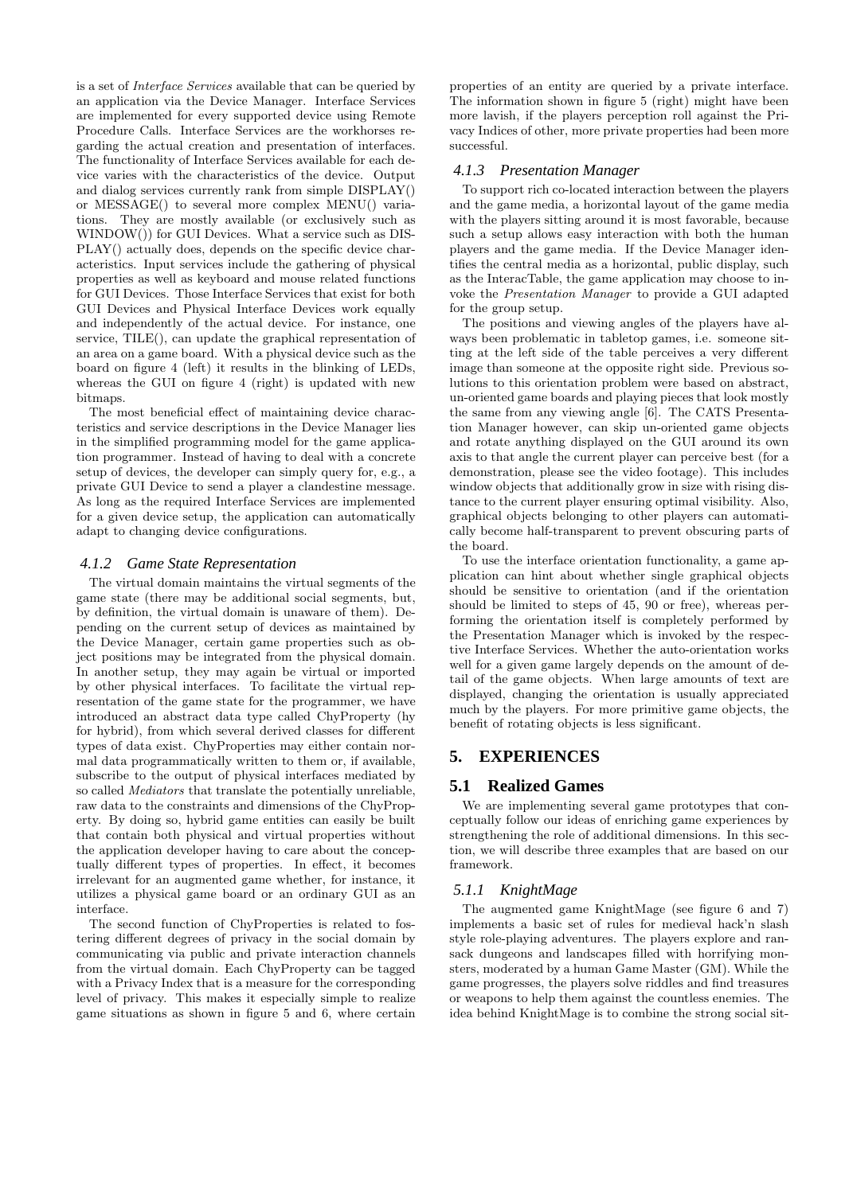is a set of *Interface Services* available that can be queried by an application via the Device Manager. Interface Services are implemented for every supported device using Remote Procedure Calls. Interface Services are the workhorses regarding the actual creation and presentation of interfaces. The functionality of Interface Services available for each device varies with the characteristics of the device. Output and dialog services currently rank from simple DISPLAY() or MESSAGE() to several more complex MENU() variations. They are mostly available (or exclusively such as WINDOW()) for GUI Devices. What a service such as DISPLAY() actually does, depends on the specific device characteristics. Input services include the gathering of physical properties as well as keyboard and mouse related functions for GUI Devices. Those Interface Services that exist for both GUI Devices and Physical Interface Devices work equally and independently of the actual device. For instance, one service, TILE(), can update the graphical representation of an area on a game board. With a physical device such as the board on figure 4 (left) it results in the blinking of LEDs, whereas the GUI on figure 4 (right) is updated with new bitmaps.

The most beneficial effect of maintaining device characteristics and service descriptions in the Device Manager lies in the simplified programming model for the game application programmer. Instead of having to deal with a concrete setup of devices, the developer can simply query for, e.g., a private GUI Device to send a player a clandestine message. As long as the required Interface Services are implemented for a given device setup, the application can automatically adapt to changing device configurations.

#### 4.1.2 Game State Representation

The virtual domain maintains the virtual segments of the game state (there may be additional social segments, but, by definition, the virtual domain is unaware of them). Depending on the current setup of devices as maintained by the Device Manager, certain game properties such as object positions may be integrated from the physical domain. In another setup, they may again be virtual or imported by other physical interfaces. To facilitate the virtual representation of the game state for the programmer, we have introduced an abstract data type called ChyProperty (hy for hybrid), from which several derived classes for different types of data exist. ChyProperties may either contain normal data programmatically written to them or, if available, subscribe to the output of physical interfaces mediated by so called *Mediators* that translate the potentially unreliable, raw data to the constraints and dimensions of the ChyProperty. By doing so, hybrid game entities can easily be built that contain both physical and virtual properties without the application developer having to care about the conceptually different types of properties. In effect, it becomes irrelevant for an augmented game whether, for instance, it utilizes a physical game board or an ordinary GUI as an interface.

The second function of ChyProperties is related to fostering different degrees of privacy in the social domain by communicating via public and private interaction channels from the virtual domain. Each ChyProperty can be tagged with a Privacy Index that is a measure for the corresponding level of privacy. This makes it especially simple to realize game situations as shown in figure 5 and 6, where certain properties of an entity are queried by a private interface. The information shown in figure 5 (right) might have been more lavish, if the players perception roll against the Privacy Indices of other, more private properties had been more successful.

#### 4.1.3 Presentation Manager

To support rich co-located interaction between the players and the game media, a horizontal layout of the game media with the players sitting around it is most favorable, because such a setup allows easy interaction with both the human players and the game media. If the Device Manager identifies the central media as a horizontal, public display, such as the InteracTable, the game application may choose to invoke the *Presentation Manager* to provide a GUI adapted for the group setup.

The positions and viewing angles of the players have always been problematic in tabletop games, i.e. someone sitting at the left side of the table perceives a very different image than someone at the opposite right side. Previous solutions to this orientation problem were based on abstract, un-oriented game boards and playing pieces that look mostly the same from any viewing angle [6]. The CATS Presentation Manager however, can skip un-oriented game objects and rotate anything displayed on the GUI around its own axis to that angle the current player can perceive best (for a demonstration, please see the video footage). This includes window objects that additionally grow in size with rising distance to the current player ensuring optimal visibility. Also, graphical objects belonging to other players can automatically become half-transparent to prevent obscuring parts of the board.

To use the interface orientation functionality, a game application can hint about whether single graphical objects should be sensitive to orientation (and if the orientation should be limited to steps of 45, 90 or free), whereas performing the orientation itself is completely performed by the Presentation Manager which is invoked by the respective Interface Services. Whether the auto-orientation works well for a given game largely depends on the amount of detail of the game objects. When large amounts of text are displayed, changing the orientation is usually appreciated much by the players. For more primitive game objects, the benefit of rotating objects is less significant.

## 5. EXPERIENCES

### 5.1 Realized Games

We are implementing several game prototypes that conceptually follow our ideas of enriching game experiences by strengthening the role of additional dimensions. In this section, we will describe three examples that are based on our framework.

#### 5.1.1 KnightMage

The augmented game KnightMage (see figure 6 and 7) implements a basic set of rules for medieval hack'n slash style role-playing adventures. The players explore and ransack dungeons and landscapes filled with horrifying monsters, moderated by a human Game Master (GM). While the game progresses, the players solve riddles and find treasures or weapons to help them against the countless enemies. The idea behind KnightMage is to combine the strong social sit-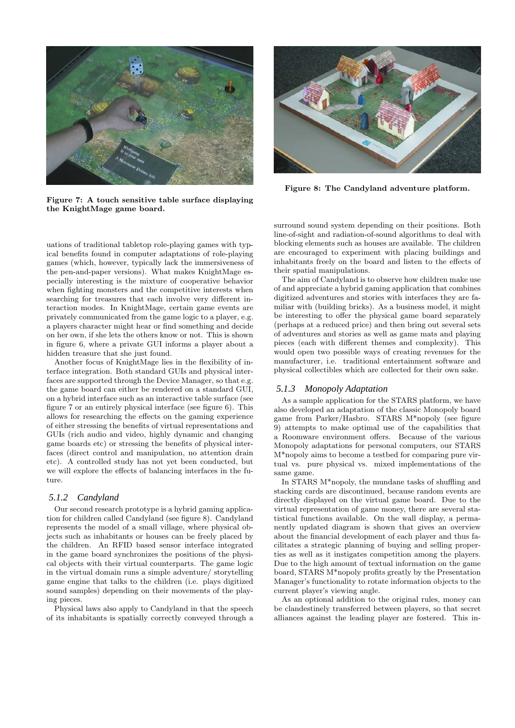Figure 7: A touch sensitive table surface displaying the KnightMage game board.

Figure 8: The Candyland adventure platform.

uations of traditional tabletop role-playing games with typical benefits found in computer adaptations of role-playing games (which, however, typically lack the immersiveness of the pen-and-paper versions). What makes KnightMage especially interesting is the mixture of cooperative behavior when fighting monsters and the competitive interests when searching for treasures that each involve very different interaction modes. In KnightMage, certain game events are privately communicated from the game logic to a player, e.g. a players character might hear or find something and decide on her own, if she lets the others know or not. This is shown in figure 6, where a private GUI informs a player about a hidden treasure that she just found.

Another focus of KnightMage lies in the flexibility of interface integration. Both standard GUIs and physical interfaces are supported through the Device Manager, so that e.g. the game board can either be rendered on a standard GUI, on a hybrid interface such as an interactive table surface (see figure 7 or an entirely physical interface (see figure 6). This allows for researching the effects on the gaming experience of either stressing the benefits of virtual representations and GUIs (rich audio and video, highly dynamic and changing game boards etc) or stressing the benefits of physical interfaces (direct control and manipulation, no attention drain etc). A controlled study has not yet been conducted, but we will explore the effects of balancing interfaces in the future.

### 5.1.2 Candyland

Our second research prototype is a hybrid gaming application for children called Candyland (see figure 8). Candyland represents the model of a small village, where physical objects such as inhabitants or houses can be freely placed by the children. An RFID based sensor interface integrated in the game board synchronizes the positions of the physical objects with their virtual counterparts. The game logic in the virtual domain runs a simple adventure/ storytelling game engine that talks to the children (i.e. plays digitized sound samples) depending on their movements of the playing pieces.

Physical laws also apply to Candyland in that the speech of its inhabitants is spatially correctly conveyed through a surround sound system depending on their positions. Both line-of-sight and radiation-of-sound algorithms to deal with blocking elements such as houses are available. The children are encouraged to experiment with placing buildings and inhabitants freely on the board and listen to the effects of their spatial manipulations.

The aim of Candyland is to observe how children make use of and appreciate a hybrid gaming application that combines digitized adventures and stories with interfaces they are familiar with (building bricks). As a business model, it might be interesting to offer the physical game board separately (perhaps at a reduced price) and then bring out several sets of adventures and stories as well as game mats and playing pieces (each with different themes and complexity). This would open two possible ways of creating revenues for the manufacturer, i.e. traditional entertainment software and physical collectibles which are collected for their own sake.

### 5.1.3 Monopoly Adaptation

As a sample application for the STARS platform, we have also developed an adaptation of the classic Monopoly board game from Parker/Hasbro. STARS M*nopoly (see figure 9) attempts to make optimal use of the capabilities that a Roomware environment offers. Because of the various Monopoly adaptations for personal computers, our STARS M*nopoly aims to become a testbed for comparing pure virtual vs. pure physical vs. mixed implementations of the same game.

In STARS M*nopoly, the mundane tasks of shuffling and stacking cards are discontinued, because random events are directly displayed on the virtual game board. Due to the virtual representation of game money, there are several statistical functions available. On the wall display, a permanently updated diagram is shown that gives an overview about the financial development of each player and thus facilitates a strategic planning of buying and selling properties as well as it instigates competition among the players. Due to the high amount of textual information on the game board, STARS M*nopoly profits greatly by the Presentation Manager's functionality to rotate information objects to the current player's viewing angle.

As an optional addition to the original rules, money can be clandestinely transferred between players, so that secret alliances against the leading player are fostered. This in-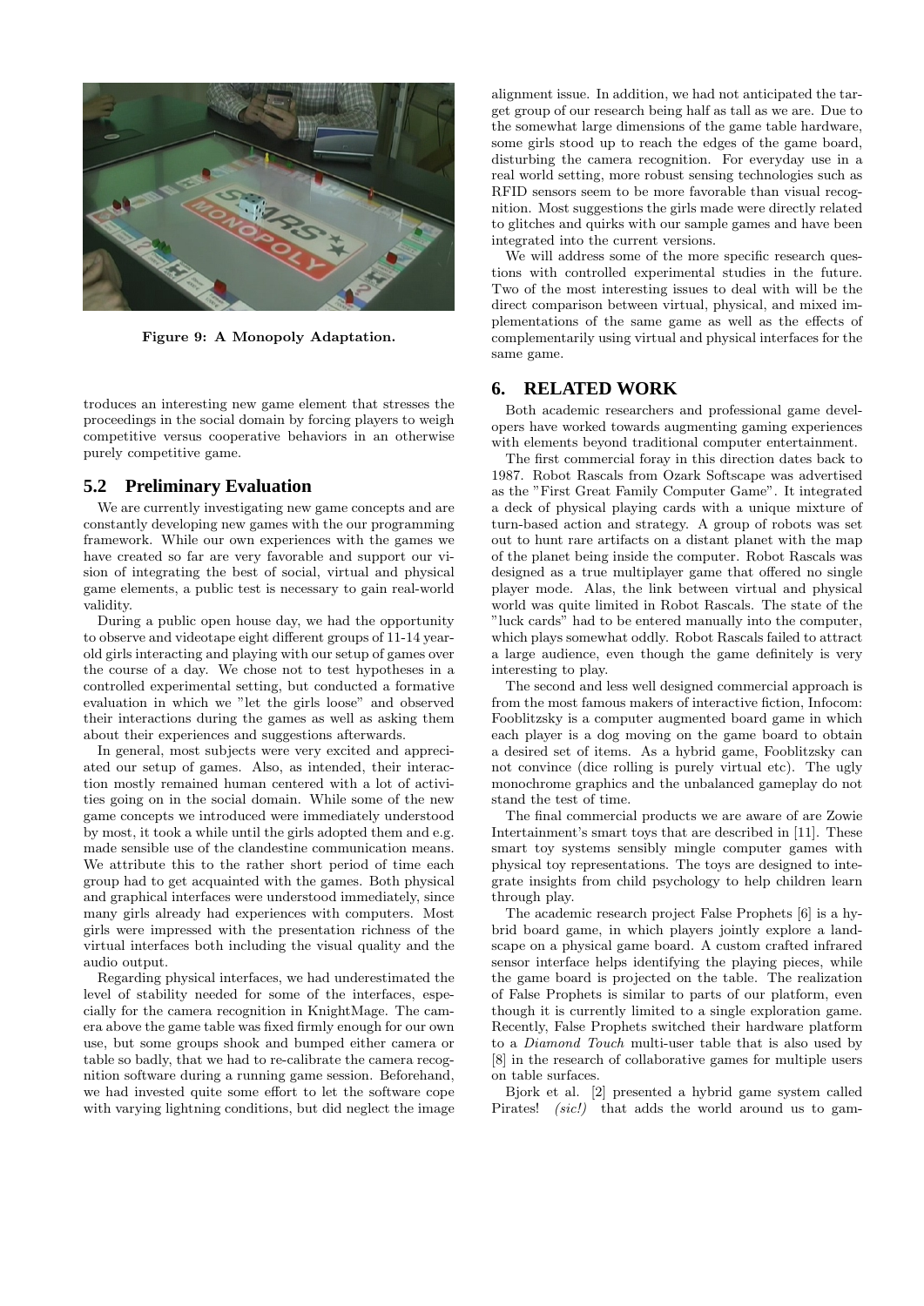Figure 9: A Monopoly Adaptation.

troduces an interesting new game element that stresses the proceedings in the social domain by forcing players to weigh competitive versus cooperative behaviors in an otherwise purely competitive game.

## 5.2 Preliminary Evaluation

We are currently investigating new game concepts and are constantly developing new games with the our programming framework. While our own experiences with the games we have created so far are very favorable and support our vision of integrating the best of social, virtual and physical game elements, a public test is necessary to gain real-world validity.

During a public open house day, we had the opportunity to observe and videotape eight different groups of 11-14 year-old girls interacting and playing with our setup of games over the course of a day. We chose not to test hypotheses in a controlled experimental setting, but conducted a formative evaluation in which we "let the girls loose" and observed their interactions during the games as well as asking them about their experiences and suggestions afterwards.

In general, most subjects were very excited and appreciated our setup of games. Also, as intended, their interaction mostly remained human centered with a lot of activities going on in the social domain. While some of the new game concepts we introduced were immediately understood by most, it took a while until the girls adopted them and e.g. made sensible use of the clandestine communication means. We attribute this to the rather short period of time each group had to get acquainted with the games. Both physical and graphical interfaces were understood immediately, since many girls already had experiences with computers. Most girls were impressed with the presentation richness of the virtual interfaces both including the visual quality and the audio output.

Regarding physical interfaces, we had underestimated the level of stability needed for some of the interfaces, especially for the camera recognition in KnightMage. The camera above the game table was fixed firmly enough for our own use, but some groups shook and bumped either camera or table so badly, that we had to re-calibrate the camera recognition software during a running game session. Beforehand, we had invested quite some effort to let the software cope with varying lightning conditions, but did neglect the image alignment issue. In addition, we had not anticipated the target group of our research being half as tall as we are. Due to the somewhat large dimensions of the game table hardware, some girls stood up to reach the edges of the game board, disturbing the camera recognition. For everyday use in a real world setting, more robust sensing technologies such as RFID sensors seem to be more favorable than visual recognition. Most suggestions the girls made were directly related to glitches and quirks with our sample games and have been integrated into the current versions.

We will address some of the more specific research questions with controlled experimental studies in the future. Two of the most interesting issues to deal with will be the direct comparison between virtual, physical, and mixed implementations of the same game as well as the effects of complementarily using virtual and physical interfaces for the same game.

# 6. RELATED WORK

Both academic researchers and professional game developers have worked towards augmenting gaming experiences with elements beyond traditional computer entertainment.

The first commercial foray in this direction dates back to 1987. Robot Rascals from Ozark Softscape was advertised as the "First Great Family Computer Game". It integrated a deck of physical playing cards with a unique mixture of turn-based action and strategy. A group of robots was set out to hunt rare artifacts on a distant planet with the map of the planet being inside the computer. Robot Rascals was designed as a true multiplayer game that offered no single player mode. Alas, the link between virtual and physical world was quite limited in Robot Rascals. The state of the "luck cards" had to be entered manually into the computer, which plays somewhat oddly. Robot Rascals failed to attract a large audience, even though the game definitely is very interesting to play.

The second and less well designed commercial approach is from the most famous makers of interactive fiction, Infocom: Fooblitzsky is a computer augmented board game in which each player is a dog moving on the game board to obtain a desired set of items. As a hybrid game, Fooblitzsky can not convince (dice rolling is purely virtual etc). The ugly monochrome graphics and the unbalanced gameplay do not stand the test of time.

The final commercial products we are aware of are Zowie Intertainment's smart toys that are described in [11]. These smart toy systems sensibly mingle computer games with physical toy representations. The toys are designed to integrate insights from child psychology to help children learn through play.

The academic research project False Prophets [6] is a hybrid board game, in which players jointly explore a landscape on a physical game board. A custom crafted infrared sensor interface helps identifying the playing pieces, while the game board is projected on the table. The realization of False Prophets is similar to parts of our platform, even though it is currently limited to a single exploration game. Recently, False Prophets switched their hardware platform to a *Diamond Touch* multi-user table that is also used by [8] in the research of collaborative games for multiple users on table surfaces.

Bjork et al. [2] presented a hybrid game system called Pirates! *(sic!)* that adds the world around us to gam-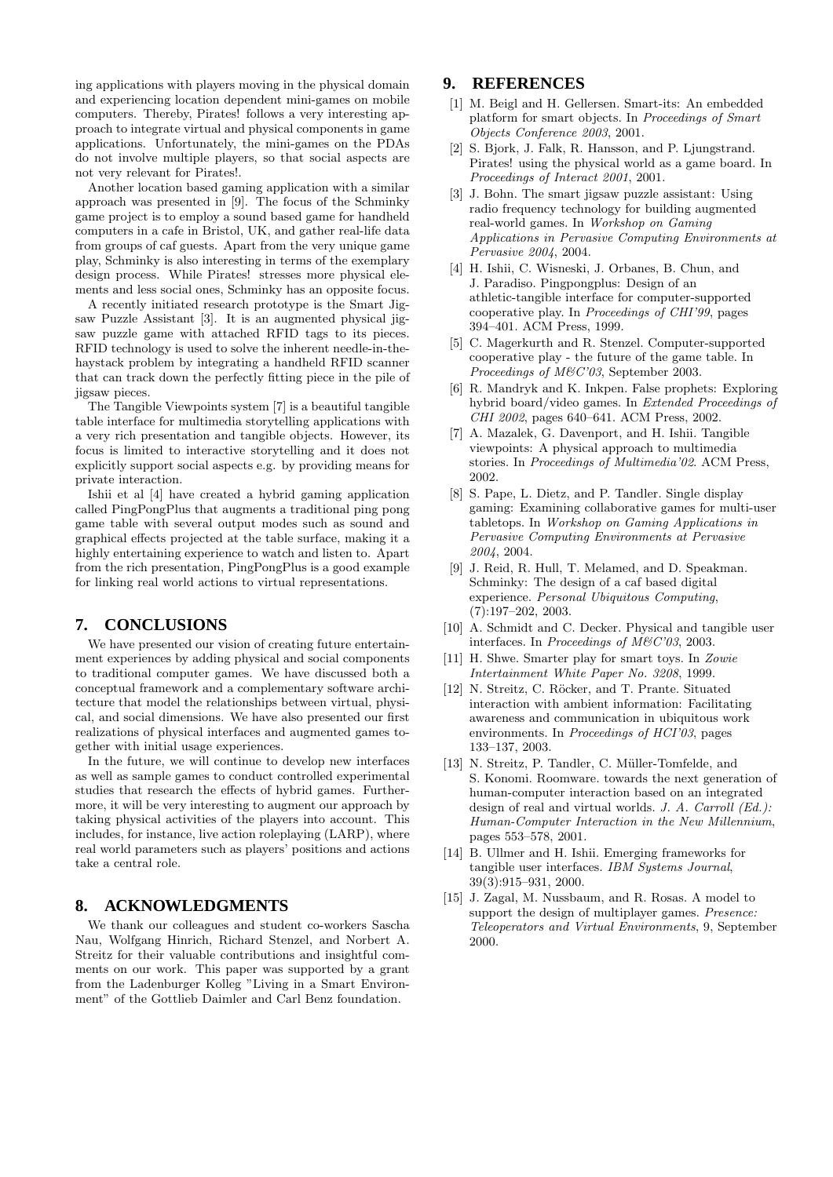ing applications with players moving in the physical domain and experiencing location dependent mini-games on mobile computers. Thereby, Pirates! follows a very interesting approach to integrate virtual and physical components in game applications. Unfortunately, the mini-games on the PDAs do not involve multiple players, so that social aspects are not very relevant for Pirates!.

Another location based gaming application with a similar approach was presented in [9]. The focus of the Schminky game project is to employ a sound based game for handheld computers in a cafe in Bristol, UK, and gather real-life data from groups of caf guests. Apart from the very unique game play, Schminky is also interesting in terms of the exemplary design process. While Pirates! stresses more physical elements and less social ones, Schminky has an opposite focus.

A recently initiated research prototype is the Smart Jigsaw Puzzle Assistant [3]. It is an augmented physical jigsaw puzzle game with attached RFID tags to its pieces. RFID technology is used to solve the inherent needle-in-the-haystack problem by integrating a handheld RFID scanner that can track down the perfectly fitting piece in the pile of jigsaw pieces.

The Tangible Viewpoints system [7] is a beautiful tangible table interface for multimedia storytelling applications with a very rich presentation and tangible objects. However, its focus is limited to interactive storytelling and it does not explicitly support social aspects e.g. by providing means for private interaction.

Ishii et al [4] have created a hybrid gaming application called PingPongPlus that augments a traditional ping pong game table with several output modes such as sound and graphical effects projected at the table surface, making it a highly entertaining experience to watch and listen to. Apart from the rich presentation, PingPongPlus is a good example for linking real world actions to virtual representations.

## 7. CONCLUSIONS

We have presented our vision of creating future entertainment experiences by adding physical and social components to traditional computer games. We have discussed both a conceptual framework and a complementary software architecture that model the relationships between virtual, physical, and social dimensions. We have also presented our first realizations of physical interfaces and augmented games together with initial usage experiences.

In the future, we will continue to develop new interfaces as well as sample games to conduct controlled experimental studies that research the effects of hybrid games. Furthermore, it will be very interesting to augment our approach by taking physical activities of the players into account. This includes, for instance, live action roleplaying (LARP), where real world parameters such as players' positions and actions take a central role.

## 8. ACKNOWLEDGMENTS

We thank our colleagues and student co-workers Sascha Nau, Wolfgang Hinrich, Richard Stenzel, and Norbert A. Streitz for their valuable contributions and insightful comments on our work. This paper was supported by a grant from the Ladenburger Kolleg "Living in a Smart Environment" of the Gottlieb Daimler and Carl Benz foundation.

## 9. REFERENCES

[1] M. Beigl and H. Gellersen. Smart-its: An embedded platform for smart objects. In *Proceedings of Smart Objects Conference 2003*, 2001.

[2] S. Bjork, J. Falk, R. Hansson, and P. Ljungstrand. Pirates! using the physical world as a game board. In *Proceedings of Interact 2001*, 2001.

[3] J. Bohn. The smart jigsaw puzzle assistant: Using radio frequency technology for building augmented real-world games. In *Workshop on Gaming Applications in Pervasive Computing Environments at Pervasive 2004*, 2004.

[4] H. Ishii, C. Wisneski, J. Orbanes, B. Chun, and J. Paradiso. Pingpongplus: Design of an athletic-tangible interface for computer-supported cooperative play. In *Proceedings of CHI'99*, pages 394–401. ACM Press, 1999.

[5] C. Magerkurth and R. Stenzel. Computer-supported cooperative play - the future of the game table. In *Proceedings of M&C'03*, September 2003.

[6] R. Mandryk and K. Inkpen. False prophets: Exploring hybrid board/video games. In *Extended Proceedings of CHI 2002*, pages 640–641. ACM Press, 2002.

[7] A. Mazalek, G. Davenport, and H. Ishii. Tangible viewpoints: A physical approach to multimedia stories. In *Proceedings of Multimedia'02*. ACM Press, 2002.

[8] S. Pape, L. Dietz, and P. Tandler. Single display gaming: Examining collaborative games for multi-user tabletops. In *Workshop on Gaming Applications in Pervasive Computing Environments at Pervasive 2004*, 2004.

[9] J. Reid, R. Hull, T. Melamed, and D. Speakman. Schminky: The design of a caf based digital experience. *Personal Ubiquitous Computing*, (7):197–202, 2003.

[10] A. Schmidt and C. Decker. Physical and tangible user interfaces. In *Proceedings of M&C'03*, 2003.

[11] H. Shwe. Smarter play for smart toys. In *Zowie Intertainment White Paper No. 3208*, 1999.

[12] N. Streitz, C. Röcker, and T. Prante. Situated interaction with ambient information: Facilitating awareness and communication in ubiquitous work environments. In *Proceedings of HCI'03*, pages 133–137, 2003.

[13] N. Streitz, P. Tandler, C. Müller-Tomfelde, and S. Konomi. Roomware. towards the next generation of human-computer interaction based on an integrated design of real and virtual worlds. *J. A. Carroll (Ed.): Human-Computer Interaction in the New Millennium*, pages 553–578, 2001.

[14] B. Ullmer and H. Ishii. Emerging frameworks for tangible user interfaces. *IBM Systems Journal*, 39(3):915–931, 2000.

[15] J. Zagal, M. Nussbaum, and R. Rosas. A model to support the design of multiplayer games. *Presence: Teleoperators and Virtual Environments*, 9, September 2000.